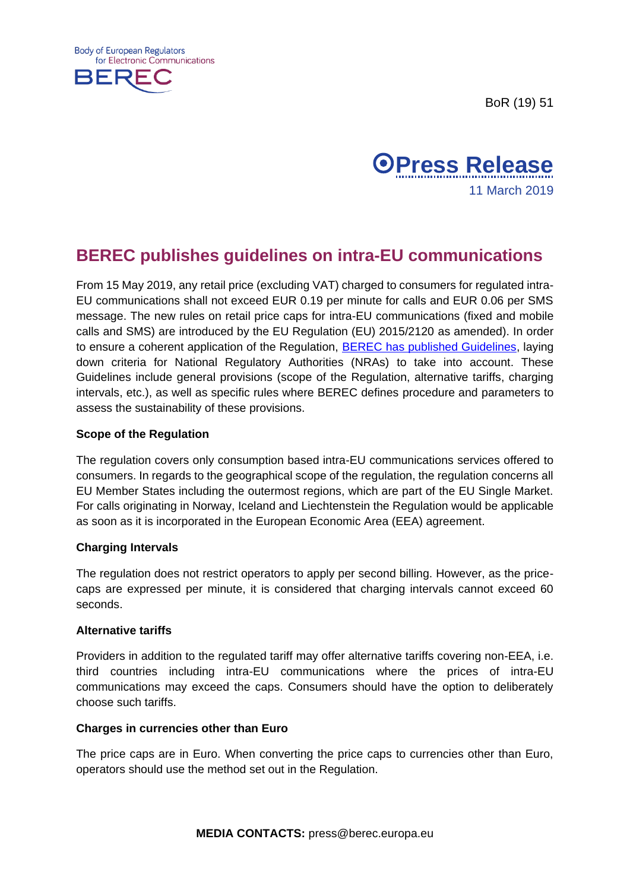Body of European Regulators for Electronic Communications

BEREC

BoR (19) 51

# Press Release

11 March 2019

## BEREC publishes guidelines on intra-EU communications

From 15 May 2019, any retail price (excluding VAT) charged to consumers for regulated intra-EU communications shall not exceed EUR 0.19 per minute for calls and EUR 0.06 per SMS message. The new rules on retail price caps for intra-EU communications (fixed and mobile calls and SMS) are introduced by the EU Regulation (EU) 2015/2120 as amended). In order to ensure a coherent application of the Regulation, [BEREC has published Guidelines](), laying down criteria for National Regulatory Authorities (NRAs) to take into account. These Guidelines include general provisions (scope of the Regulation, alternative tariffs, charging intervals, etc.), as well as specific rules where BEREC defines procedure and parameters to assess the sustainability of these provisions.

**Scope of the Regulation**

The regulation covers only consumption based intra-EU communications services offered to consumers. In regards to the geographical scope of the regulation, the regulation concerns all EU Member States including the outermost regions, which are part of the EU Single Market. For calls originating in Norway, Iceland and Liechtenstein the Regulation would be applicable as soon as it is incorporated in the European Economic Area (EEA) agreement.

**Charging Intervals**

The regulation does not restrict operators to apply per second billing. However, as the price-caps are expressed per minute, it is considered that charging intervals cannot exceed 60 seconds.

**Alternative tariffs**

Providers in addition to the regulated tariff may offer alternative tariffs covering non-EEA, i.e. third countries including intra-EU communications where the prices of intra-EU communications may exceed the caps. Consumers should have the option to deliberately choose such tariffs.

**Charges in currencies other than Euro**

The price caps are in Euro. When converting the price caps to currencies other than Euro, operators should use the method set out in the Regulation.

**MEDIA CONTACTS:** press@berec.europa.eu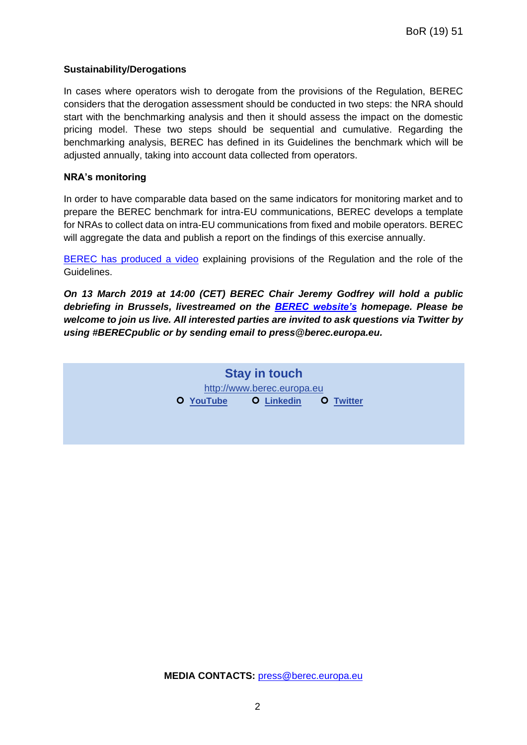**Sustainability/Derogations**

In cases where operators wish to derogate from the provisions of the Regulation, BEREC considers that the derogation assessment should be conducted in two steps: the NRA should start with the benchmarking analysis and then it should assess the impact on the domestic pricing model. These two steps should be sequential and cumulative. Regarding the benchmarking analysis, BEREC has defined in its Guidelines the benchmark which will be adjusted annually, taking into account data collected from operators.

**NRA's monitoring**

In order to have comparable data based on the same indicators for monitoring market and to prepare the BEREC benchmark for intra-EU communications, BEREC develops a template for NRAs to collect data on intra-EU communications from fixed and mobile operators. BEREC will aggregate the data and publish a report on the findings of this exercise annually.

BEREC has produced a video explaining provisions of the Regulation and the role of the Guidelines.

***On 13 March 2019 at 14:00 (CET) BEREC Chair Jeremy Godfrey will hold a public debriefing in Brussels, livestreamed on the BEREC website's homepage. Please be welcome to join us live. All interested parties are invited to ask questions via Twitter by using #BERECpublic or by sending email to press@berec.europa.eu.***

**Stay in touch**

http://www.berec.europa.eu

- **YouTube**
- **Linkedin**
- **Twitter**

**MEDIA CONTACTS:** press@berec.europa.eu